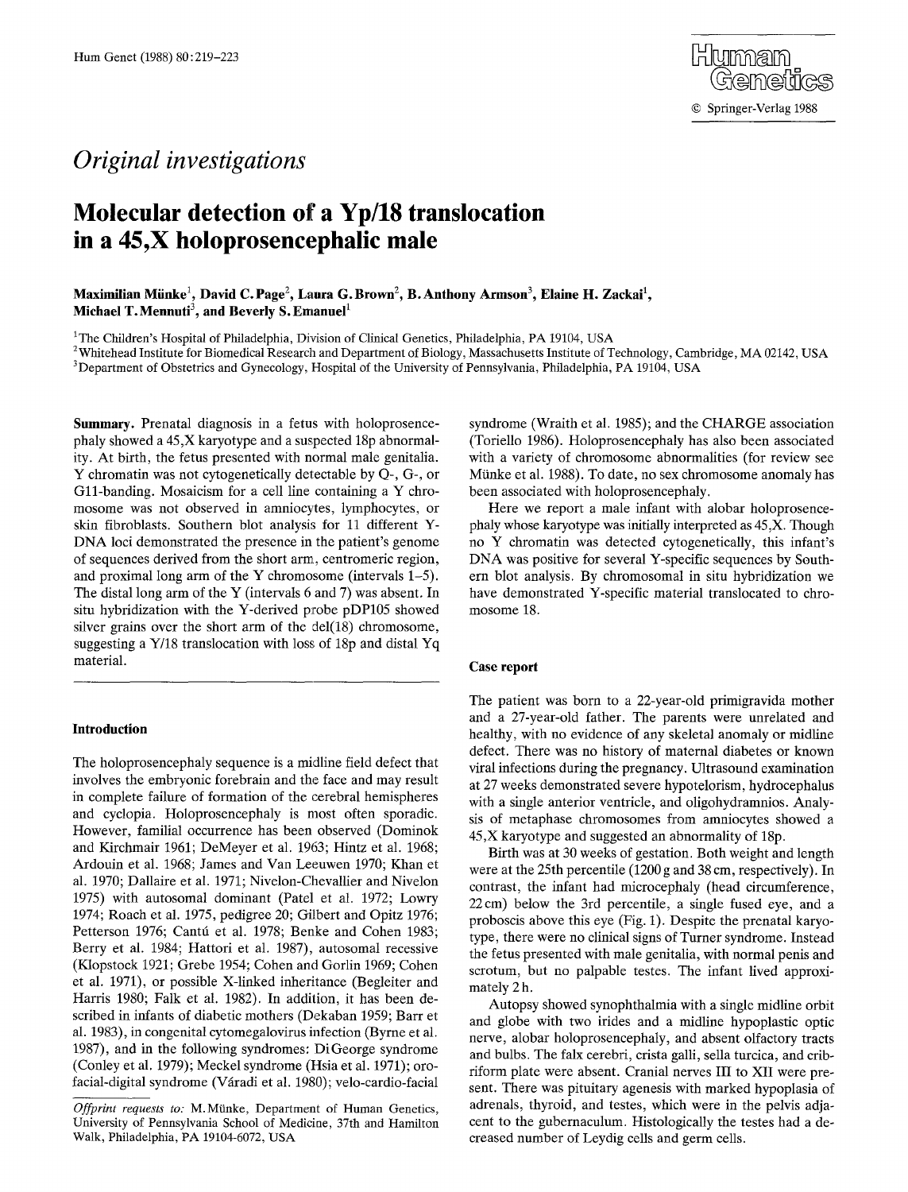*Original investigations*

# Molecular detection of a Yp/18 translocation in a 45,X holoprosencephalic male

**Maximilian Münke[1], David C. Page[2], Laura G. Brown[2], B. Anthony Armson[3], Elaine H. Zackai[1], Michael T. Mennuti[3], and Beverly S. Emanuel[1]**

[1]The Children's Hospital of Philadelphia, Division of Clinical Genetics, Philadelphia, PA 19104, USA
[2]Whitehead Institute for Biomedical Research and Department of Biology, Massachusetts Institute of Technology, Cambridge, MA 02142, USA
[3]Department of Obstetrics and Gynecology, Hospital of the University of Pennsylvania, Philadelphia, PA 19104, USA

**Summary.** Prenatal diagnosis in a fetus with holoprosencephaly showed a 45,X karyotype and a suspected 18p abnormality. At birth, the fetus presented with normal male genitalia. Y chromatin was not cytogenetically detectable by Q-, G-, or G11-banding. Mosaicism for a cell line containing a Y chromosome was not observed in amniocytes, lymphocytes, or skin fibroblasts. Southern blot analysis for 11 different Y-DNA loci demonstrated the presence in the patient's genome of sequences derived from the short arm, centromeric region, and proximal long arm of the Y chromosome (intervals 1–5). The distal long arm of the Y (intervals 6 and 7) was absent. In situ hybridization with the Y-derived probe pDP105 showed silver grains over the short arm of the del(18) chromosome, suggesting a Y/18 translocation with loss of 18p and distal Yq material.

## Introduction

The holoprosencephaly sequence is a midline field defect that involves the embryonic forebrain and the face and may result in complete failure of formation of the cerebral hemispheres and cyclopia. Holoprosencephaly is most often sporadic. However, familial occurrence has been observed (Dominok and Kirchmair 1961; DeMeyer et al. 1963; Hintz et al. 1968; Ardouin et al. 1968; James and Van Leeuwen 1970; Khan et al. 1970; Dallaire et al. 1971; Nivelon-Chevallier and Nivelon 1975) with autosomal dominant (Patel et al. 1972; Lowry 1974; Roach et al. 1975, pedigree 20; Gilbert and Opitz 1976; Petterson 1976; Cantú et al. 1978; Benke and Cohen 1983; Berry et al. 1984; Hattori et al. 1987), autosomal recessive (Klopstock 1921; Grebe 1954; Cohen and Gorlin 1969; Cohen et al. 1971), or possible X-linked inheritance (Begleiter and Harris 1980; Falk et al. 1982). In addition, it has been described in infants of diabetic mothers (Dekaban 1959; Barr et al. 1983), in congenital cytomegalovirus infection (Byrne et al. 1987), and in the following syndromes: DiGeorge syndrome (Conley et al. 1979); Meckel syndrome (Hsia et al. 1971); oro-facial-digital syndrome (Váradi et al. 1980); velo-cardio-facial syndrome (Wraith et al. 1985); and the CHARGE association (Toriello 1986). Holoprosencephaly has also been associated with a variety of chromosome abnormalities (for review see Münke et al. 1988). To date, no sex chromosome anomaly has been associated with holoprosencephaly.

Here we report a male infant with alobar holoprosencephaly whose karyotype was initially interpreted as 45,X. Though no Y chromatin was detected cytogenetically, this infant's DNA was positive for several Y-specific sequences by Southern blot analysis. By chromosomal in situ hybridization we have demonstrated Y-specific material translocated to chromosome 18.

## Case report

The patient was born to a 22-year-old primigravida mother and a 27-year-old father. The parents were unrelated and healthy, with no evidence of any skeletal anomaly or midline defect. There was no history of maternal diabetes or known viral infections during the pregnancy. Ultrasound examination at 27 weeks demonstrated severe hypotelorism, hydrocephalus with a single anterior ventricle, and oligohydramnios. Analysis of metaphase chromosomes from amniocytes showed a 45,X karyotype and suggested an abnormality of 18p.

Birth was at 30 weeks of gestation. Both weight and length were at the 25th percentile (1200 g and 38 cm, respectively). In contrast, the infant had microcephaly (head circumference, 22 cm) below the 3rd percentile, a single fused eye, and a proboscis above this eye (Fig. 1). Despite the prenatal karyotype, there were no clinical signs of Turner syndrome. Instead the fetus presented with male genitalia, with normal penis and scrotum, but no palpable testes. The infant lived approximately 2 h.

Autopsy showed synophthalmia with a single midline orbit and globe with two irides and a midline hypoplastic optic nerve, alobar holoprosencephaly, and absent olfactory tracts and bulbs. The falx cerebri, crista galli, sella turcica, and cribriform plate were absent. Cranial nerves III to XII were present. There was pituitary agenesis with marked hypoplasia of adrenals, thyroid, and testes, which were in the pelvis adjacent to the gubernaculum. Histologically the testes had a decreased number of Leydig cells and germ cells.

---

*Offprint requests to:* M. Münke, Department of Human Genetics, University of Pennsylvania School of Medicine, 37th and Hamilton Walk, Philadelphia, PA 19104-6072, USA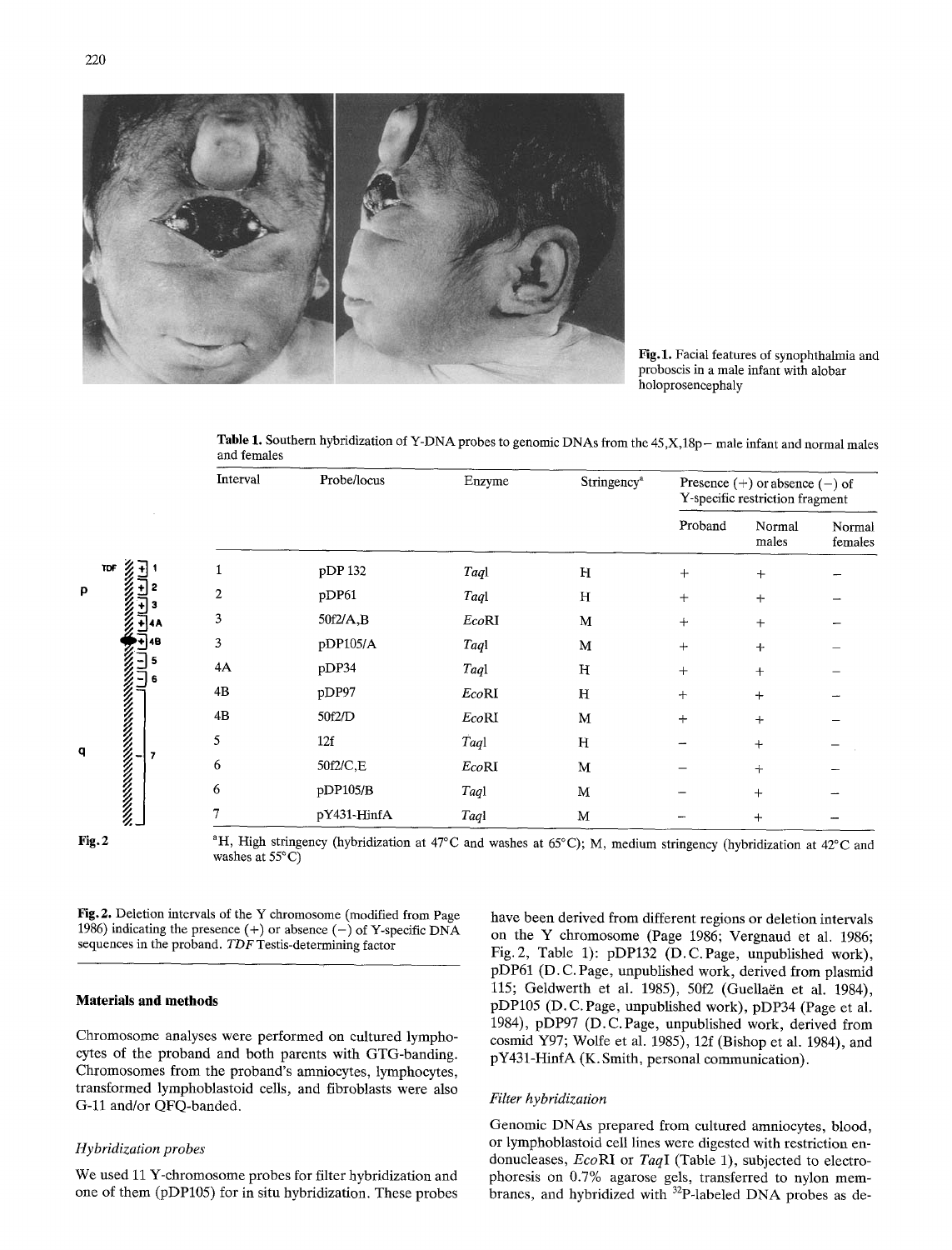Fig. 1. Facial features of synophthalmia and proboscis in a male infant with alobar holoprosencephaly

Table 1. Southern hybridization of Y-DNA probes to genomic DNAs from the 45,X,18p− male infant and normal males and females

| Interval | Probe/locus | Enzyme | Stringency[a] | Presence (+) or absence (−) of Y-specific restriction fragment | | |
|---|---|---|---|---|---|---|
| | | | | Proband | Normal males | Normal females |
| 1 | pDP 132 | *Taq*I | H | + | + | − |
| 2 | pDP61 | *Taq*I | H | + | + | − |
| 3 | 50f2/A,B | *Eco*RI | M | + | + | − |
| 3 | pDP105/A | *Taq*I | M | + | + | − |
| 4A | pDP34 | *Taq*I | H | + | + | − |
| 4B | pDP97 | *Eco*RI | H | + | + | − |
| 4B | 50f2/D | *Eco*RI | M | + | + | − |
| 5 | 12f | *Taq*I | H | − | + | − |
| 6 | 50f2/C,E | *Eco*RI | M | − | + | − |
| 6 | pDP105/B | *Taq*I | M | − | + | − |
| 7 | pY431-HinfA | *Taq*I | M | − | + | − |

[a]H, High stringency (hybridization at 47°C and washes at 65°C); M, medium stringency (hybridization at 42°C and washes at 55°C)

Fig. 2. Deletion intervals of the Y chromosome (modified from Page 1986) indicating the presence (+) or absence (−) of Y-specific DNA sequences in the proband. *TDF* Testis-determining factor

## Materials and methods

Chromosome analyses were performed on cultured lymphocytes of the proband and both parents with GTG-banding. Chromosomes from the proband's amniocytes, lymphocytes, transformed lymphoblastoid cells, and fibroblasts were also G-11 and/or QFQ-banded.

### *Hybridization probes*

We used 11 Y-chromosome probes for filter hybridization and one of them (pDP105) for in situ hybridization. These probes have been derived from different regions or deletion intervals on the Y chromosome (Page 1986; Vergnaud et al. 1986; Fig. 2, Table 1): pDP132 (D. C. Page, unpublished work), pDP61 (D. C. Page, unpublished work, derived from plasmid 115; Geldwerth et al. 1985), 50f2 (Guellaën et al. 1984), pDP105 (D. C. Page, unpublished work), pDP34 (Page et al. 1984), pDP97 (D. C. Page, unpublished work, derived from cosmid Y97; Wolfe et al. 1985), 12f (Bishop et al. 1984), and pY431-HinfA (K. Smith, personal communication).

### *Filter hybridization*

Genomic DNAs prepared from cultured amniocytes, blood, or lymphoblastoid cell lines were digested with restriction endonucleases, *Eco*RI or *Taq*I (Table 1), subjected to electrophoresis on 0.7% agarose gels, transferred to nylon membranes, and hybridized with $^{32}$P-labeled DNA probes as de-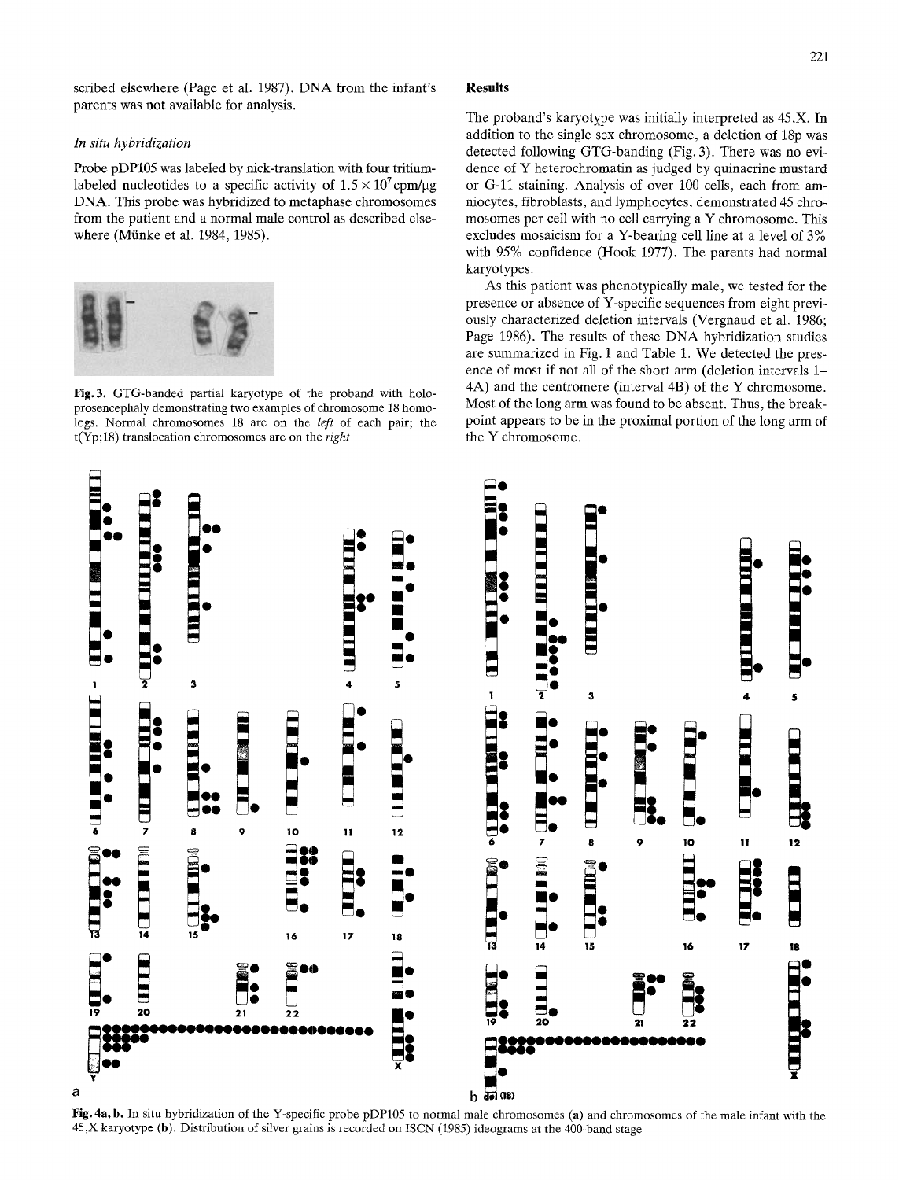scribed elsewhere (Page et al. 1987). DNA from the infant's parents was not available for analysis.

*In situ hybridization*

Probe pDP105 was labeled by nick-translation with four tritium-labeled nucleotides to a specific activity of $1.5 \times 10^7$ cpm/μg DNA. This probe was hybridized to metaphase chromosomes from the patient and a normal male control as described elsewhere (Münke et al. 1984, 1985).

**Fig. 3.** GTG-banded partial karyotype of the proband with holoprosencephaly demonstrating two examples of chromosome 18 homologs. Normal chromosomes 18 are on the *left* of each pair; the t(Yp;18) translocation chromosomes are on the *right*

## Results

The proband's karyotype was initially interpreted as 45,X. In addition to the single sex chromosome, a deletion of 18p was detected following GTG-banding (Fig. 3). There was no evidence of Y heterochromatin as judged by quinacrine mustard or G-11 staining. Analysis of over 100 cells, each from amniocytes, fibroblasts, and lymphocytes, demonstrated 45 chromosomes per cell with no cell carrying a Y chromosome. This excludes mosaicism for a Y-bearing cell line at a level of 3% with 95% confidence (Hook 1977). The parents had normal karyotypes.

As this patient was phenotypically male, we tested for the presence or absence of Y-specific sequences from eight previously characterized deletion intervals (Vergnaud et al. 1986; Page 1986). The results of these DNA hybridization studies are summarized in Fig. 1 and Table 1. We detected the presence of most if not all of the short arm (deletion intervals 1–4A) and the centromere (interval 4B) of the Y chromosome. Most of the long arm was found to be absent. Thus, the breakpoint appears to be in the proximal portion of the long arm of the Y chromosome.

**Fig. 4a, b.** In situ hybridization of the Y-specific probe pDP105 to normal male chromosomes (**a**) and chromosomes of the male infant with the 45,X karyotype (**b**). Distribution of silver grains is recorded on ISCN (1985) ideograms at the 400-band stage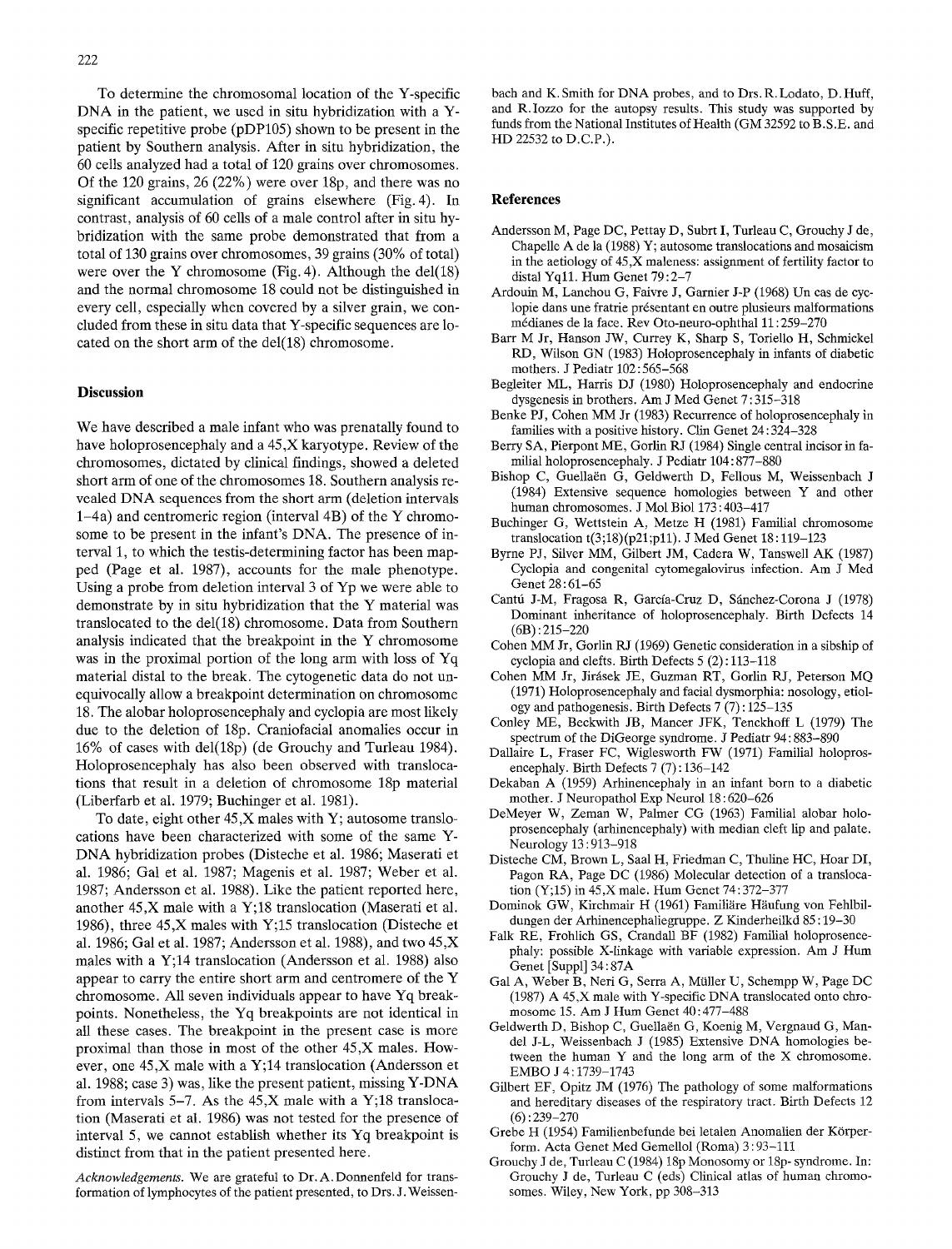To determine the chromosomal location of the Y-specific DNA in the patient, we used in situ hybridization with a Y-specific repetitive probe (pDP105) shown to be present in the patient by Southern analysis. After in situ hybridization, the 60 cells analyzed had a total of 120 grains over chromosomes. Of the 120 grains, 26 (22%) were over 18p, and there was no significant accumulation of grains elsewhere (Fig. 4). In contrast, analysis of 60 cells of a male control after in situ hybridization with the same probe demonstrated that from a total of 130 grains over chromosomes, 39 grains (30% of total) were over the Y chromosome (Fig. 4). Although the del(18) and the normal chromosome 18 could not be distinguished in every cell, especially when covered by a silver grain, we concluded from these in situ data that Y-specific sequences are located on the short arm of the del(18) chromosome.

## Discussion

We have described a male infant who was prenatally found to have holoprosencephaly and a 45,X karyotype. Review of the chromosomes, dictated by clinical findings, showed a deleted short arm of one of the chromosomes 18. Southern analysis revealed DNA sequences from the short arm (deletion intervals 1–4a) and centromeric region (interval 4B) of the Y chromosome to be present in the infant's DNA. The presence of interval 1, to which the testis-determining factor has been mapped (Page et al. 1987), accounts for the male phenotype. Using a probe from deletion interval 3 of Yp we were able to demonstrate by in situ hybridization that the Y material was translocated to the del(18) chromosome. Data from Southern analysis indicated that the breakpoint in the Y chromosome was in the proximal portion of the long arm with loss of Yq material distal to the break. The cytogenetic data do not unequivocally allow a breakpoint determination on chromosome 18. The alobar holoprosencephaly and cyclopia are most likely due to the deletion of 18p. Craniofacial anomalies occur in 16% of cases with del(18p) (de Grouchy and Turleau 1984). Holoprosencephaly has also been observed with translocations that result in a deletion of chromosome 18p material (Liberfarb et al. 1979; Buchinger et al. 1981).

To date, eight other 45,X males with Y; autosome translocations have been characterized with some of the same Y-DNA hybridization probes (Disteche et al. 1986; Maserati et al. 1986; Gal et al. 1987; Magenis et al. 1987; Weber et al. 1987; Andersson et al. 1988). Like the patient reported here, another 45,X male with a Y;18 translocation (Maserati et al. 1986), three 45,X males with Y;15 translocation (Disteche et al. 1986; Gal et al. 1987; Andersson et al. 1988), and two 45,X males with a Y;14 translocation (Andersson et al. 1988) also appear to carry the entire short arm and centromere of the Y chromosome. All seven individuals appear to have Yq breakpoints. Nonetheless, the Yq breakpoints are not identical in all these cases. The breakpoint in the present case is more proximal than those in most of the other 45,X males. However, one 45,X male with a Y;14 translocation (Andersson et al. 1988; case 3) was, like the present patient, missing Y-DNA from intervals 5–7. As the 45,X male with a Y;18 translocation (Maserati et al. 1986) was not tested for the presence of interval 5, we cannot establish whether its Yq breakpoint is distinct from that in the patient presented here.

*Acknowledgements.* We are grateful to Dr. A. Donnenfeld for transformation of lymphocytes of the patient presented, to Drs. J. Weissenbach and K. Smith for DNA probes, and to Drs. R. Lodato, D. Huff, and R. Iozzo for the autopsy results. This study was supported by funds from the National Institutes of Health (GM 32592 to B.S.E. and HD 22532 to D.C.P.).

## References

Andersson M, Page DC, Pettay D, Subrt I, Turleau C, Grouchy J de, Chapelle A de la (1988) Y; autosome translocations and mosaicism in the aetiology of 45,X maleness: assignment of fertility factor to distal Yq11. Hum Genet 79:2–7

Ardouin M, Lanchou G, Faivre J, Garnier J-P (1968) Un cas de cyclopie dans une fratrie présentant en outre plusieurs malformations médianes de la face. Rev Oto-neuro-ophthal 11:259–270

Barr M Jr, Hanson JW, Currey K, Sharp S, Toriello H, Schmickel RD, Wilson GN (1983) Holoprosencephaly in infants of diabetic mothers. J Pediatr 102:565–568

Begleiter ML, Harris DJ (1980) Holoprosencephaly and endocrine dysgenesis in brothers. Am J Med Genet 7:315–318

Benke PJ, Cohen MM Jr (1983) Recurrence of holoprosencephaly in families with a positive history. Clin Genet 24:324–328

Berry SA, Pierpont ME, Gorlin RJ (1984) Single central incisor in familial holoprosencephaly. J Pediatr 104:877–880

Bishop C, Guellaën G, Geldwerth D, Fellous M, Weissenbach J (1984) Extensive sequence homologies between Y and other human chromosomes. J Mol Biol 173:403–417

Buchinger G, Wettstein A, Metze H (1981) Familial chromosome translocation t(3;18)(p21;p11). J Med Genet 18:119–123

Byrne PJ, Silver MM, Gilbert JM, Cadera W, Tanswell AK (1987) Cyclopia and congenital cytomegalovirus infection. Am J Med Genet 28:61–65

Cantú J-M, Fragosa R, García-Cruz D, Sánchez-Corona J (1978) Dominant inheritance of holoprosencephaly. Birth Defects 14 (6B):215–220

Cohen MM Jr, Gorlin RJ (1969) Genetic consideration in a sibship of cyclopia and clefts. Birth Defects 5 (2):113–118

Cohen MM Jr, Jirásek JE, Guzman RT, Gorlin RJ, Peterson MQ (1971) Holoprosencephaly and facial dysmorphia: nosology, etiology and pathogenesis. Birth Defects 7 (7):125–135

Conley ME, Beckwith JB, Mancer JFK, Tenckhoff L (1979) The spectrum of the DiGeorge syndrome. J Pediatr 94:883–890

Dallaire L, Fraser FC, Wiglesworth FW (1971) Familial holoprosencephaly. Birth Defects 7 (7):136–142

Dekaban A (1959) Arhinencephaly in an infant born to a diabetic mother. J Neuropathol Exp Neurol 18:620–626

DeMeyer W, Zeman W, Palmer CG (1963) Familial alobar holoprosencephaly (arhinencephaly) with median cleft lip and palate. Neurology 13:913–918

Disteche CM, Brown L, Saal H, Friedman C, Thuline HC, Hoar DI, Pagon RA, Page DC (1986) Molecular detection of a translocation (Y;15) in 45,X male. Hum Genet 74:372–377

Dominok GW, Kirchmair H (1961) Familiäre Häufung von Fehlbildungen der Arhinencephaliegruppe. Z Kinderheilkd 85:19–30

Falk RE, Frohlich GS, Crandall BF (1982) Familial holoprosencephaly: possible X-linkage with variable expression. Am J Hum Genet [Suppl] 34:87A

Gal A, Weber B, Neri G, Serra A, Müller U, Schempp W, Page DC (1987) A 45,X male with Y-specific DNA translocated onto chromosome 15. Am J Hum Genet 40:477–488

Geldwerth D, Bishop C, Guellaën G, Koenig M, Vergnaud G, Mandel J-L, Weissenbach J (1985) Extensive DNA homologies between the human Y and the long arm of the X chromosome. EMBO J 4:1739–1743

Gilbert EF, Opitz JM (1976) The pathology of some malformations and hereditary diseases of the respiratory tract. Birth Defects 12 (6):239–270

Grebe H (1954) Familienbefunde bei letalen Anomalien der Körperform. Acta Genet Med Gemellol (Roma) 3:93–111

Grouchy J de, Turleau C (1984) 18p Monosomy or 18p- syndrome. In: Grouchy J de, Turleau C (eds) Clinical atlas of human chromosomes. Wiley, New York, pp 308–313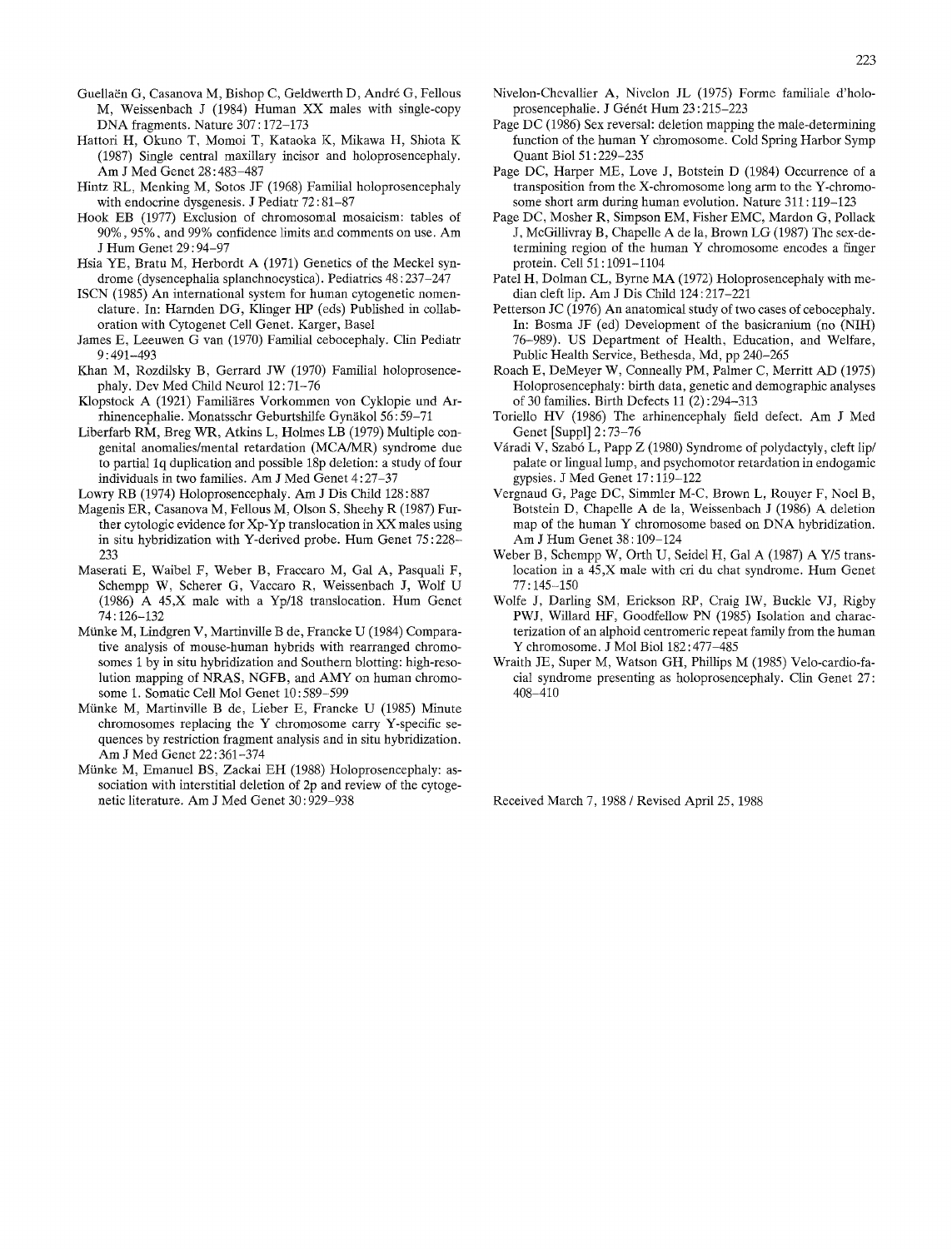Guellaën G, Casanova M, Bishop C, Geldwerth D, André G, Fellous M, Weissenbach J (1984) Human XX males with single-copy DNA fragments. Nature 307:172–173

Hattori H, Okuno T, Momoi T, Kataoka K, Mikawa H, Shiota K (1987) Single central maxillary incisor and holoprosencephaly. Am J Med Genet 28:483–487

Hintz RL, Menking M, Sotos JF (1968) Familial holoprosencephaly with endocrine dysgenesis. J Pediatr 72:81–87

Hook EB (1977) Exclusion of chromosomal mosaicism: tables of 90%, 95%, and 99% confidence limits and comments on use. Am J Hum Genet 29:94–97

Hsia YE, Bratu M, Herbordt A (1971) Genetics of the Meckel syndrome (dysencephalia splanchnocystica). Pediatrics 48:237–247

ISCN (1985) An international system for human cytogenetic nomenclature. In: Harnden DG, Klinger HP (eds) Published in collaboration with Cytogenet Cell Genet. Karger, Basel

James E, Leeuwen G van (1970) Familial cebocephaly. Clin Pediatr 9:491–493

Khan M, Rozdilsky B, Gerrard JW (1970) Familial holoprosencephaly. Dev Med Child Neurol 12:71–76

Klopstock A (1921) Familiäres Vorkommen von Cyklopie und Arrhinencephalie. Monatsschr Geburtshilfe Gynäkol 56:59–71

Liberfarb RM, Breg WR, Atkins L, Holmes LB (1979) Multiple congenital anomalies/mental retardation (MCA/MR) syndrome due to partial 1q duplication and possible 18p deletion: a study of four individuals in two families. Am J Med Genet 4:27–37

Lowry RB (1974) Holoprosencephaly. Am J Dis Child 128:887

Magenis ER, Casanova M, Fellous M, Olson S, Sheehy R (1987) Further cytologic evidence for Xp-Yp translocation in XX males using in situ hybridization with Y-derived probe. Hum Genet 75:228–233

Maserati E, Waibel F, Weber B, Fraccaro M, Gal A, Pasquali F, Schempp W, Scherer G, Vaccaro R, Weissenbach J, Wolf U (1986) A 45,X male with a Yp/18 translocation. Hum Genet 74:126–132

Münke M, Lindgren V, Martinville B de, Francke U (1984) Comparative analysis of mouse-human hybrids with rearranged chromosomes 1 by in situ hybridization and Southern blotting: high-resolution mapping of NRAS, NGFB, and AMY on human chromosome 1. Somatic Cell Mol Genet 10:589–599

Münke M, Martinville B de, Lieber E, Francke U (1985) Minute chromosomes replacing the Y chromosome carry Y-specific sequences by restriction fragment analysis and in situ hybridization. Am J Med Genet 22:361–374

Münke M, Emanuel BS, Zackai EH (1988) Holoprosencephaly: association with interstitial deletion of 2p and review of the cytogenetic literature. Am J Med Genet 30:929–938

Nivelon-Chevallier A, Nivelon JL (1975) Forme familiale d'holoprosencephalie. J Génét Hum 23:215–223

Page DC (1986) Sex reversal: deletion mapping the male-determining function of the human Y chromosome. Cold Spring Harbor Symp Quant Biol 51:229–235

Page DC, Harper ME, Love J, Botstein D (1984) Occurrence of a transposition from the X-chromosome long arm to the Y-chromosome short arm during human evolution. Nature 311:119–123

Page DC, Mosher R, Simpson EM, Fisher EMC, Mardon G, Pollack J, McGillivray B, Chapelle A de la, Brown LG (1987) The sex-determining region of the human Y chromosome encodes a finger protein. Cell 51:1091–1104

Patel H, Dolman CL, Byrne MA (1972) Holoprosencephaly with median cleft lip. Am J Dis Child 124:217–221

Petterson JC (1976) An anatomical study of two cases of cebocephaly. In: Bosma JF (ed) Development of the basicranium (no (NIH) 76–989). US Department of Health, Education, and Welfare, Public Health Service, Bethesda, Md, pp 240–265

Roach E, DeMeyer W, Conneally PM, Palmer C, Merritt AD (1975) Holoprosencephaly: birth data, genetic and demographic analyses of 30 families. Birth Defects 11 (2):294–313

Toriello HV (1986) The arhinencephaly field defect. Am J Med Genet [Suppl] 2:73–76

Váradi V, Szabó L, Papp Z (1980) Syndrome of polydactyly, cleft lip/palate or lingual lump, and psychomotor retardation in endogamic gypsies. J Med Genet 17:119–122

Vergnaud G, Page DC, Simmler M-C, Brown L, Rouyer F, Noel B, Botstein D, Chapelle A de la, Weissenbach J (1986) A deletion map of the human Y chromosome based on DNA hybridization. Am J Hum Genet 38:109–124

Weber B, Schempp W, Orth U, Seidel H, Gal A (1987) A Y/5 translocation in a 45,X male with cri du chat syndrome. Hum Genet 77:145–150

Wolfe J, Darling SM, Erickson RP, Craig IW, Buckle VJ, Rigby PWJ, Willard HF, Goodfellow PN (1985) Isolation and characterization of an alphoid centromeric repeat family from the human Y chromosome. J Mol Biol 182:477–485

Wraith JE, Super M, Watson GH, Phillips M (1985) Velo-cardio-facial syndrome presenting as holoprosencephaly. Clin Genet 27:408–410

Received March 7, 1988 / Revised April 25, 1988